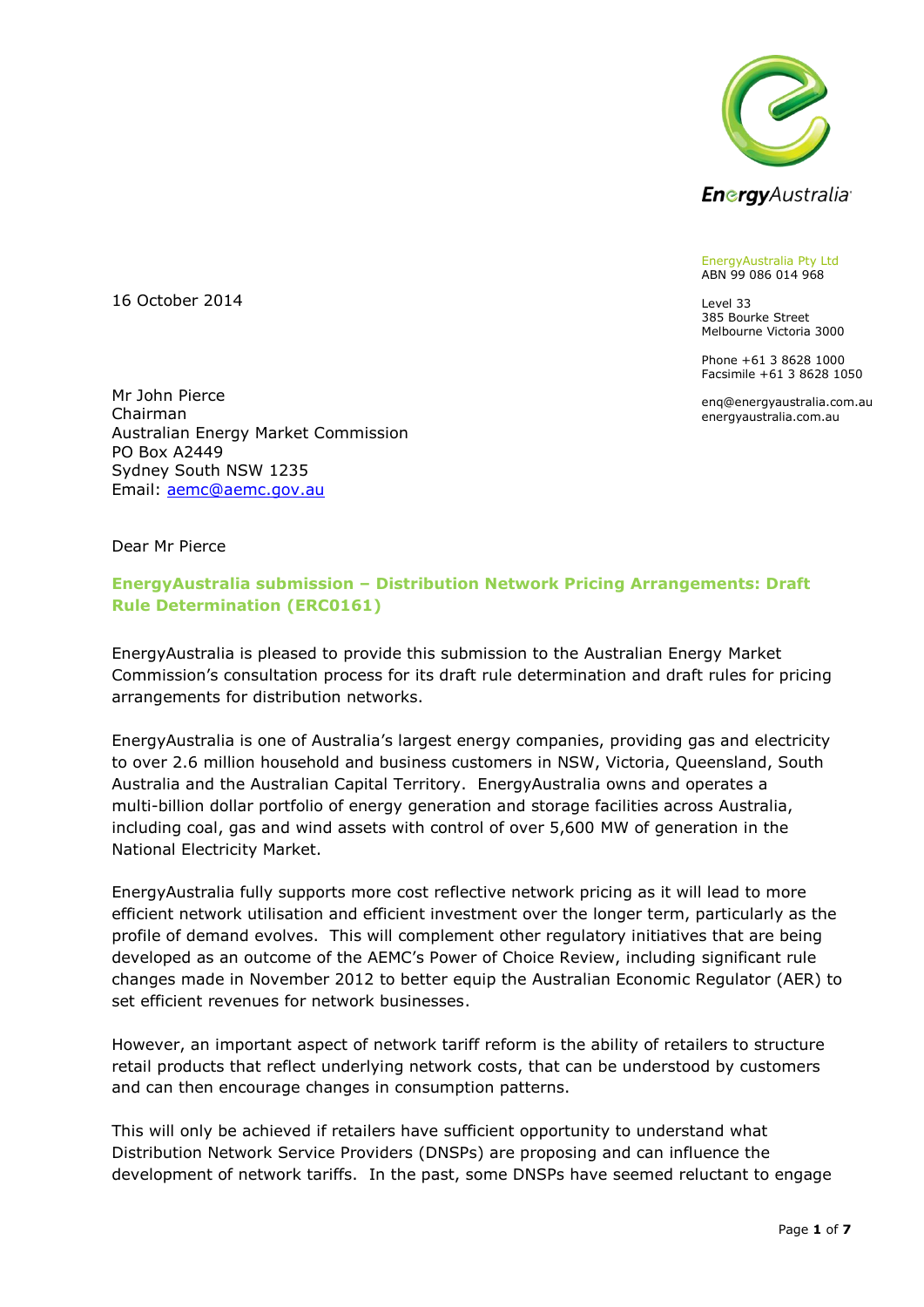EnergyAustralia Pty Ltd
ABN 99 086 014 968

Level 33
385 Bourke Street
Melbourne Victoria 3000

Phone +61 3 8628 1000
Facsimile +61 3 8628 1050

enq@energyaustralia.com.au
energyaustralia.com.au

16 October 2014

Mr John Pierce
Chairman
Australian Energy Market Commission
PO Box A2449
Sydney South NSW 1235
Email: aemc@aemc.gov.au

Dear Mr Pierce

**EnergyAustralia submission – Distribution Network Pricing Arrangements: Draft Rule Determination (ERC0161)**

EnergyAustralia is pleased to provide this submission to the Australian Energy Market Commission's consultation process for its draft rule determination and draft rules for pricing arrangements for distribution networks.

EnergyAustralia is one of Australia's largest energy companies, providing gas and electricity to over 2.6 million household and business customers in NSW, Victoria, Queensland, South Australia and the Australian Capital Territory. EnergyAustralia owns and operates a multi-billion dollar portfolio of energy generation and storage facilities across Australia, including coal, gas and wind assets with control of over 5,600 MW of generation in the National Electricity Market.

EnergyAustralia fully supports more cost reflective network pricing as it will lead to more efficient network utilisation and efficient investment over the longer term, particularly as the profile of demand evolves. This will complement other regulatory initiatives that are being developed as an outcome of the AEMC's Power of Choice Review, including significant rule changes made in November 2012 to better equip the Australian Economic Regulator (AER) to set efficient revenues for network businesses.

However, an important aspect of network tariff reform is the ability of retailers to structure retail products that reflect underlying network costs, that can be understood by customers and can then encourage changes in consumption patterns.

This will only be achieved if retailers have sufficient opportunity to understand what Distribution Network Service Providers (DNSPs) are proposing and can influence the development of network tariffs. In the past, some DNSPs have seemed reluctant to engage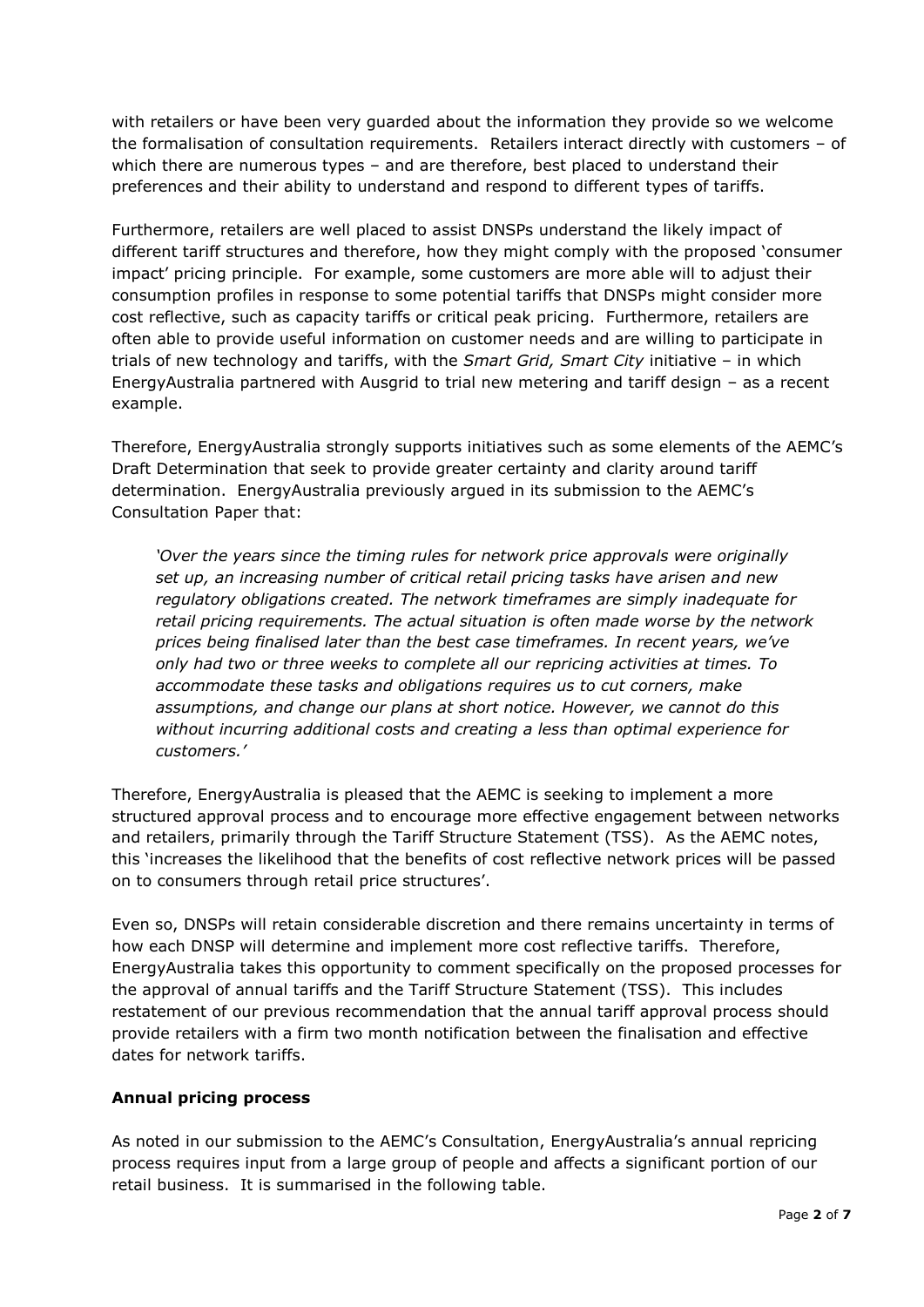with retailers or have been very guarded about the information they provide so we welcome the formalisation of consultation requirements. Retailers interact directly with customers – of which there are numerous types – and are therefore, best placed to understand their preferences and their ability to understand and respond to different types of tariffs.

Furthermore, retailers are well placed to assist DNSPs understand the likely impact of different tariff structures and therefore, how they might comply with the proposed 'consumer impact' pricing principle. For example, some customers are more able will to adjust their consumption profiles in response to some potential tariffs that DNSPs might consider more cost reflective, such as capacity tariffs or critical peak pricing. Furthermore, retailers are often able to provide useful information on customer needs and are willing to participate in trials of new technology and tariffs, with the *Smart Grid, Smart City* initiative – in which EnergyAustralia partnered with Ausgrid to trial new metering and tariff design – as a recent example.

Therefore, EnergyAustralia strongly supports initiatives such as some elements of the AEMC's Draft Determination that seek to provide greater certainty and clarity around tariff determination. EnergyAustralia previously argued in its submission to the AEMC's Consultation Paper that:

> *'Over the years since the timing rules for network price approvals were originally set up, an increasing number of critical retail pricing tasks have arisen and new regulatory obligations created. The network timeframes are simply inadequate for retail pricing requirements. The actual situation is often made worse by the network prices being finalised later than the best case timeframes. In recent years, we've only had two or three weeks to complete all our repricing activities at times. To accommodate these tasks and obligations requires us to cut corners, make assumptions, and change our plans at short notice. However, we cannot do this without incurring additional costs and creating a less than optimal experience for customers.'*

Therefore, EnergyAustralia is pleased that the AEMC is seeking to implement a more structured approval process and to encourage more effective engagement between networks and retailers, primarily through the Tariff Structure Statement (TSS). As the AEMC notes, this 'increases the likelihood that the benefits of cost reflective network prices will be passed on to consumers through retail price structures'.

Even so, DNSPs will retain considerable discretion and there remains uncertainty in terms of how each DNSP will determine and implement more cost reflective tariffs. Therefore, EnergyAustralia takes this opportunity to comment specifically on the proposed processes for the approval of annual tariffs and the Tariff Structure Statement (TSS). This includes restatement of our previous recommendation that the annual tariff approval process should provide retailers with a firm two month notification between the finalisation and effective dates for network tariffs.

## Annual pricing process

As noted in our submission to the AEMC's Consultation, EnergyAustralia's annual repricing process requires input from a large group of people and affects a significant portion of our retail business. It is summarised in the following table.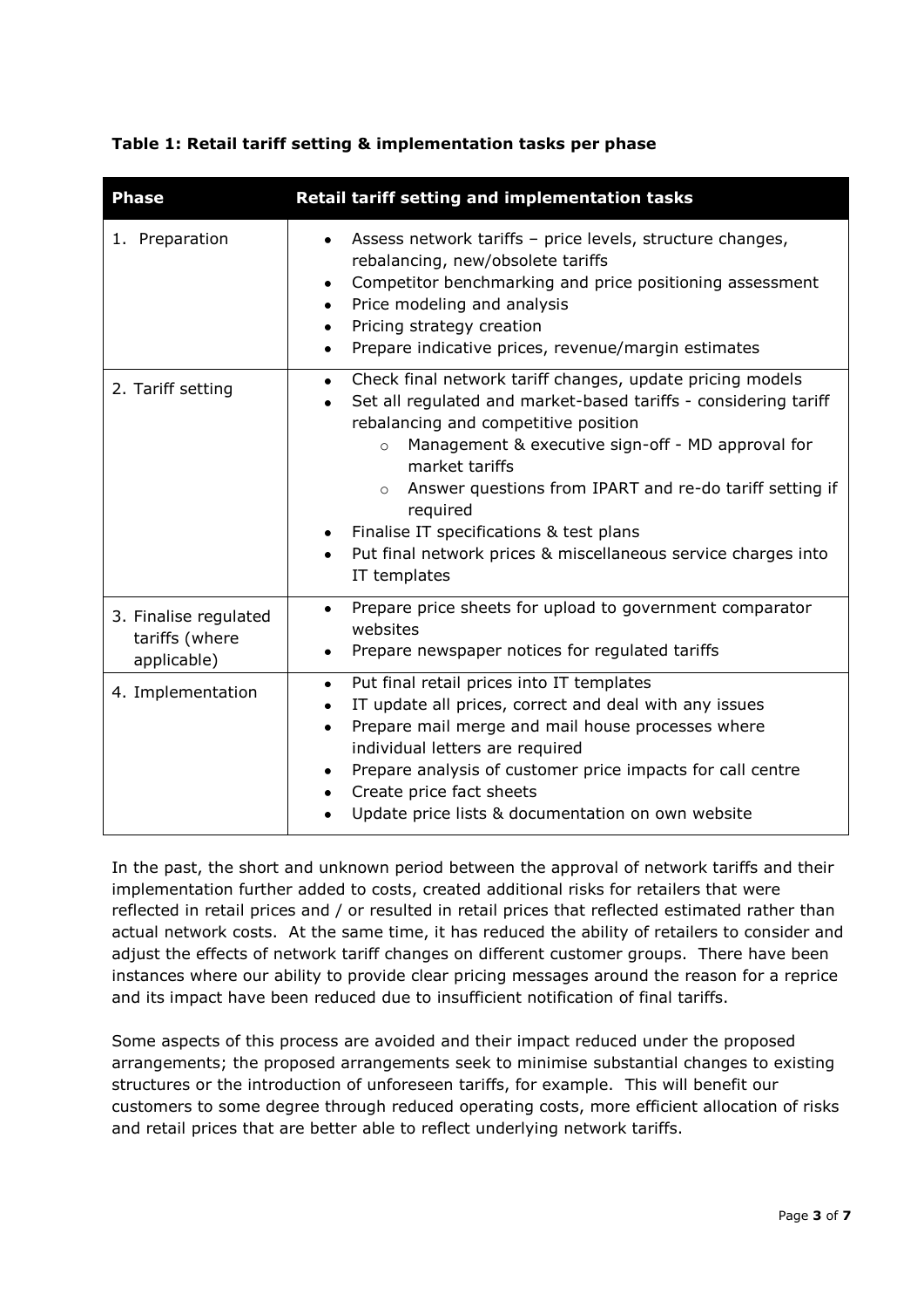**Table 1: Retail tariff setting & implementation tasks per phase**

| Phase | Retail tariff setting and implementation tasks |
|---|---|
| 1. Preparation | • Assess network tariffs – price levels, structure changes, rebalancing, new/obsolete tariffs<br>• Competitor benchmarking and price positioning assessment<br>• Price modeling and analysis<br>• Pricing strategy creation<br>• Prepare indicative prices, revenue/margin estimates |
| 2. Tariff setting | • Check final network tariff changes, update pricing models<br>• Set all regulated and market-based tariffs - considering tariff rebalancing and competitive position<br>  ○ Management & executive sign-off - MD approval for market tariffs<br>  ○ Answer questions from IPART and re-do tariff setting if required<br>• Finalise IT specifications & test plans<br>• Put final network prices & miscellaneous service charges into IT templates |
| 3. Finalise regulated tariffs (where applicable) | • Prepare price sheets for upload to government comparator websites<br>• Prepare newspaper notices for regulated tariffs |
| 4. Implementation | • Put final retail prices into IT templates<br>• IT update all prices, correct and deal with any issues<br>• Prepare mail merge and mail house processes where individual letters are required<br>• Prepare analysis of customer price impacts for call centre<br>• Create price fact sheets<br>• Update price lists & documentation on own website |

In the past, the short and unknown period between the approval of network tariffs and their implementation further added to costs, created additional risks for retailers that were reflected in retail prices and / or resulted in retail prices that reflected estimated rather than actual network costs. At the same time, it has reduced the ability of retailers to consider and adjust the effects of network tariff changes on different customer groups. There have been instances where our ability to provide clear pricing messages around the reason for a reprice and its impact have been reduced due to insufficient notification of final tariffs.

Some aspects of this process are avoided and their impact reduced under the proposed arrangements; the proposed arrangements seek to minimise substantial changes to existing structures or the introduction of unforeseen tariffs, for example. This will benefit our customers to some degree through reduced operating costs, more efficient allocation of risks and retail prices that are better able to reflect underlying network tariffs.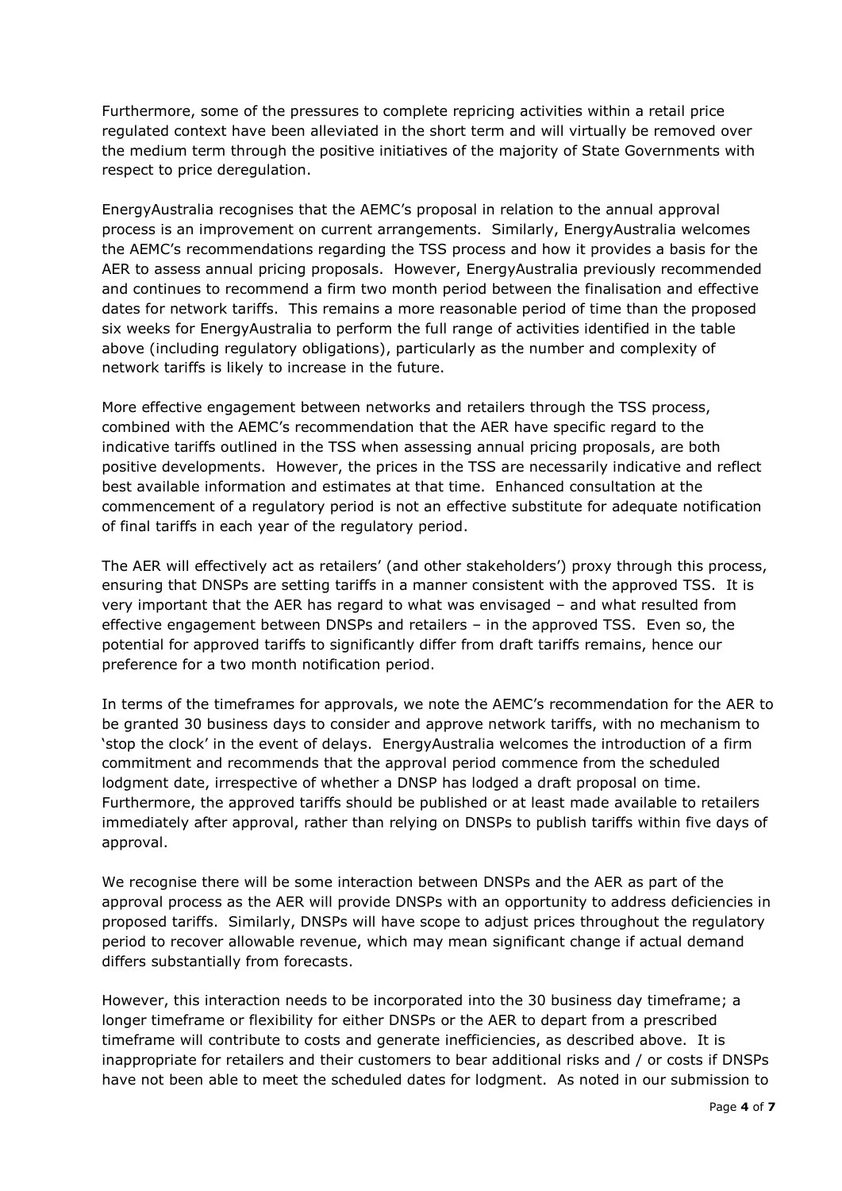Furthermore, some of the pressures to complete repricing activities within a retail price regulated context have been alleviated in the short term and will virtually be removed over the medium term through the positive initiatives of the majority of State Governments with respect to price deregulation.

EnergyAustralia recognises that the AEMC's proposal in relation to the annual approval process is an improvement on current arrangements. Similarly, EnergyAustralia welcomes the AEMC's recommendations regarding the TSS process and how it provides a basis for the AER to assess annual pricing proposals. However, EnergyAustralia previously recommended and continues to recommend a firm two month period between the finalisation and effective dates for network tariffs. This remains a more reasonable period of time than the proposed six weeks for EnergyAustralia to perform the full range of activities identified in the table above (including regulatory obligations), particularly as the number and complexity of network tariffs is likely to increase in the future.

More effective engagement between networks and retailers through the TSS process, combined with the AEMC's recommendation that the AER have specific regard to the indicative tariffs outlined in the TSS when assessing annual pricing proposals, are both positive developments. However, the prices in the TSS are necessarily indicative and reflect best available information and estimates at that time. Enhanced consultation at the commencement of a regulatory period is not an effective substitute for adequate notification of final tariffs in each year of the regulatory period.

The AER will effectively act as retailers' (and other stakeholders') proxy through this process, ensuring that DNSPs are setting tariffs in a manner consistent with the approved TSS. It is very important that the AER has regard to what was envisaged – and what resulted from effective engagement between DNSPs and retailers – in the approved TSS. Even so, the potential for approved tariffs to significantly differ from draft tariffs remains, hence our preference for a two month notification period.

In terms of the timeframes for approvals, we note the AEMC's recommendation for the AER to be granted 30 business days to consider and approve network tariffs, with no mechanism to 'stop the clock' in the event of delays. EnergyAustralia welcomes the introduction of a firm commitment and recommends that the approval period commence from the scheduled lodgment date, irrespective of whether a DNSP has lodged a draft proposal on time. Furthermore, the approved tariffs should be published or at least made available to retailers immediately after approval, rather than relying on DNSPs to publish tariffs within five days of approval.

We recognise there will be some interaction between DNSPs and the AER as part of the approval process as the AER will provide DNSPs with an opportunity to address deficiencies in proposed tariffs. Similarly, DNSPs will have scope to adjust prices throughout the regulatory period to recover allowable revenue, which may mean significant change if actual demand differs substantially from forecasts.

However, this interaction needs to be incorporated into the 30 business day timeframe; a longer timeframe or flexibility for either DNSPs or the AER to depart from a prescribed timeframe will contribute to costs and generate inefficiencies, as described above. It is inappropriate for retailers and their customers to bear additional risks and / or costs if DNSPs have not been able to meet the scheduled dates for lodgment. As noted in our submission to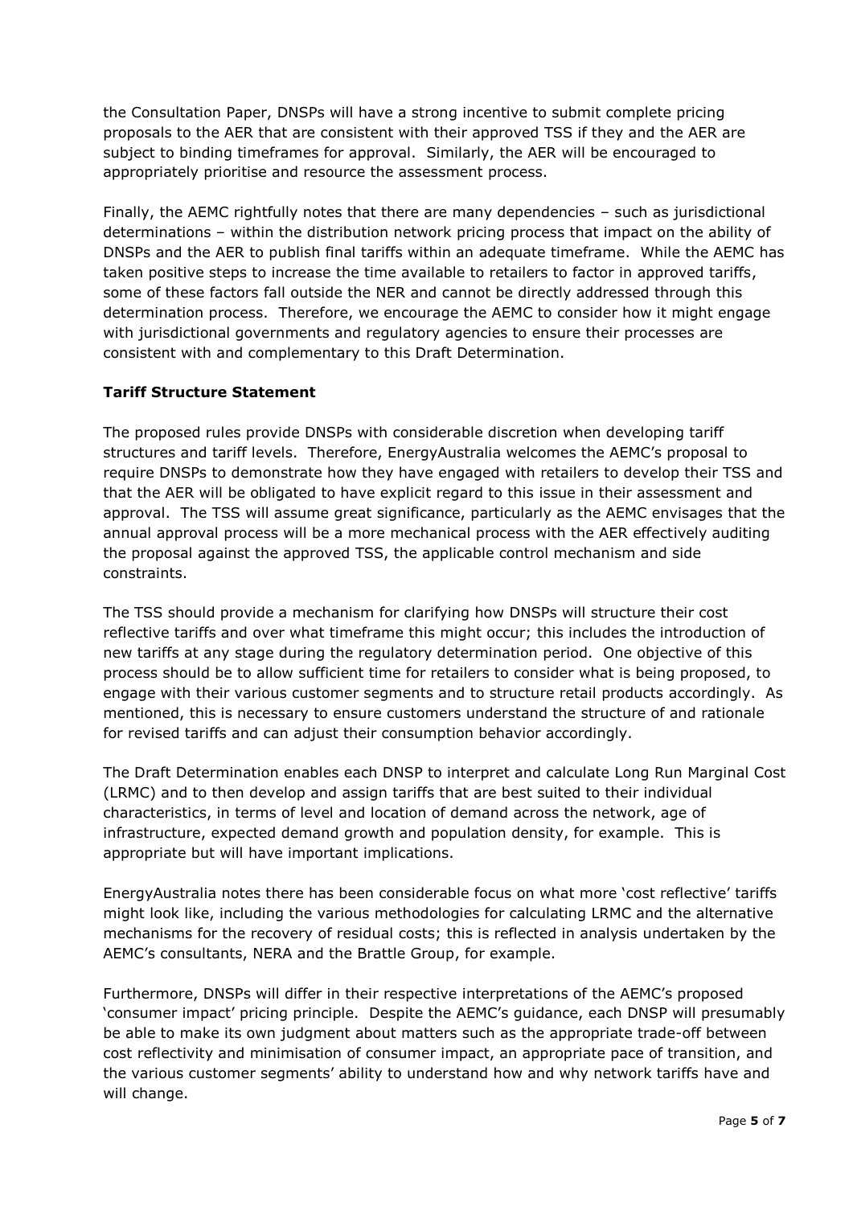the Consultation Paper, DNSPs will have a strong incentive to submit complete pricing proposals to the AER that are consistent with their approved TSS if they and the AER are subject to binding timeframes for approval. Similarly, the AER will be encouraged to appropriately prioritise and resource the assessment process.

Finally, the AEMC rightfully notes that there are many dependencies – such as jurisdictional determinations – within the distribution network pricing process that impact on the ability of DNSPs and the AER to publish final tariffs within an adequate timeframe. While the AEMC has taken positive steps to increase the time available to retailers to factor in approved tariffs, some of these factors fall outside the NER and cannot be directly addressed through this determination process. Therefore, we encourage the AEMC to consider how it might engage with jurisdictional governments and regulatory agencies to ensure their processes are consistent with and complementary to this Draft Determination.

**Tariff Structure Statement**

The proposed rules provide DNSPs with considerable discretion when developing tariff structures and tariff levels. Therefore, EnergyAustralia welcomes the AEMC's proposal to require DNSPs to demonstrate how they have engaged with retailers to develop their TSS and that the AER will be obligated to have explicit regard to this issue in their assessment and approval. The TSS will assume great significance, particularly as the AEMC envisages that the annual approval process will be a more mechanical process with the AER effectively auditing the proposal against the approved TSS, the applicable control mechanism and side constraints.

The TSS should provide a mechanism for clarifying how DNSPs will structure their cost reflective tariffs and over what timeframe this might occur; this includes the introduction of new tariffs at any stage during the regulatory determination period. One objective of this process should be to allow sufficient time for retailers to consider what is being proposed, to engage with their various customer segments and to structure retail products accordingly. As mentioned, this is necessary to ensure customers understand the structure of and rationale for revised tariffs and can adjust their consumption behavior accordingly.

The Draft Determination enables each DNSP to interpret and calculate Long Run Marginal Cost (LRMC) and to then develop and assign tariffs that are best suited to their individual characteristics, in terms of level and location of demand across the network, age of infrastructure, expected demand growth and population density, for example. This is appropriate but will have important implications.

EnergyAustralia notes there has been considerable focus on what more 'cost reflective' tariffs might look like, including the various methodologies for calculating LRMC and the alternative mechanisms for the recovery of residual costs; this is reflected in analysis undertaken by the AEMC's consultants, NERA and the Brattle Group, for example.

Furthermore, DNSPs will differ in their respective interpretations of the AEMC's proposed 'consumer impact' pricing principle. Despite the AEMC's guidance, each DNSP will presumably be able to make its own judgment about matters such as the appropriate trade-off between cost reflectivity and minimisation of consumer impact, an appropriate pace of transition, and the various customer segments' ability to understand how and why network tariffs have and will change.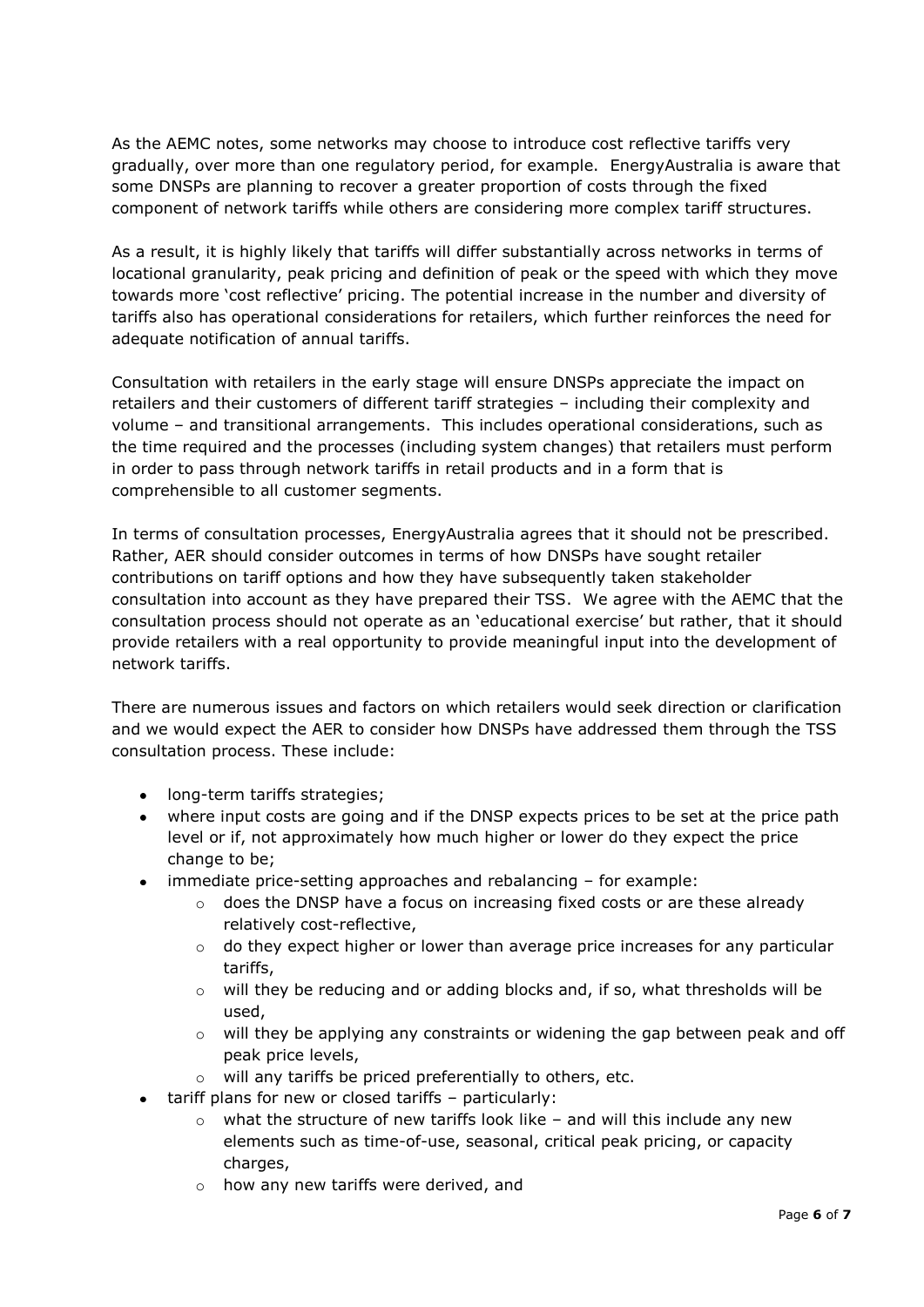As the AEMC notes, some networks may choose to introduce cost reflective tariffs very gradually, over more than one regulatory period, for example. EnergyAustralia is aware that some DNSPs are planning to recover a greater proportion of costs through the fixed component of network tariffs while others are considering more complex tariff structures.

As a result, it is highly likely that tariffs will differ substantially across networks in terms of locational granularity, peak pricing and definition of peak or the speed with which they move towards more 'cost reflective' pricing. The potential increase in the number and diversity of tariffs also has operational considerations for retailers, which further reinforces the need for adequate notification of annual tariffs.

Consultation with retailers in the early stage will ensure DNSPs appreciate the impact on retailers and their customers of different tariff strategies – including their complexity and volume – and transitional arrangements. This includes operational considerations, such as the time required and the processes (including system changes) that retailers must perform in order to pass through network tariffs in retail products and in a form that is comprehensible to all customer segments.

In terms of consultation processes, EnergyAustralia agrees that it should not be prescribed. Rather, AER should consider outcomes in terms of how DNSPs have sought retailer contributions on tariff options and how they have subsequently taken stakeholder consultation into account as they have prepared their TSS. We agree with the AEMC that the consultation process should not operate as an 'educational exercise' but rather, that it should provide retailers with a real opportunity to provide meaningful input into the development of network tariffs.

There are numerous issues and factors on which retailers would seek direction or clarification and we would expect the AER to consider how DNSPs have addressed them through the TSS consultation process. These include:

- long-term tariffs strategies;
- where input costs are going and if the DNSP expects prices to be set at the price path level or if, not approximately how much higher or lower do they expect the price change to be;
- immediate price-setting approaches and rebalancing – for example:
  - does the DNSP have a focus on increasing fixed costs or are these already relatively cost-reflective,
  - do they expect higher or lower than average price increases for any particular tariffs,
  - will they be reducing and or adding blocks and, if so, what thresholds will be used,
  - will they be applying any constraints or widening the gap between peak and off peak price levels,
  - will any tariffs be priced preferentially to others, etc.
- tariff plans for new or closed tariffs – particularly:
  - what the structure of new tariffs look like – and will this include any new elements such as time-of-use, seasonal, critical peak pricing, or capacity charges,
  - how any new tariffs were derived, and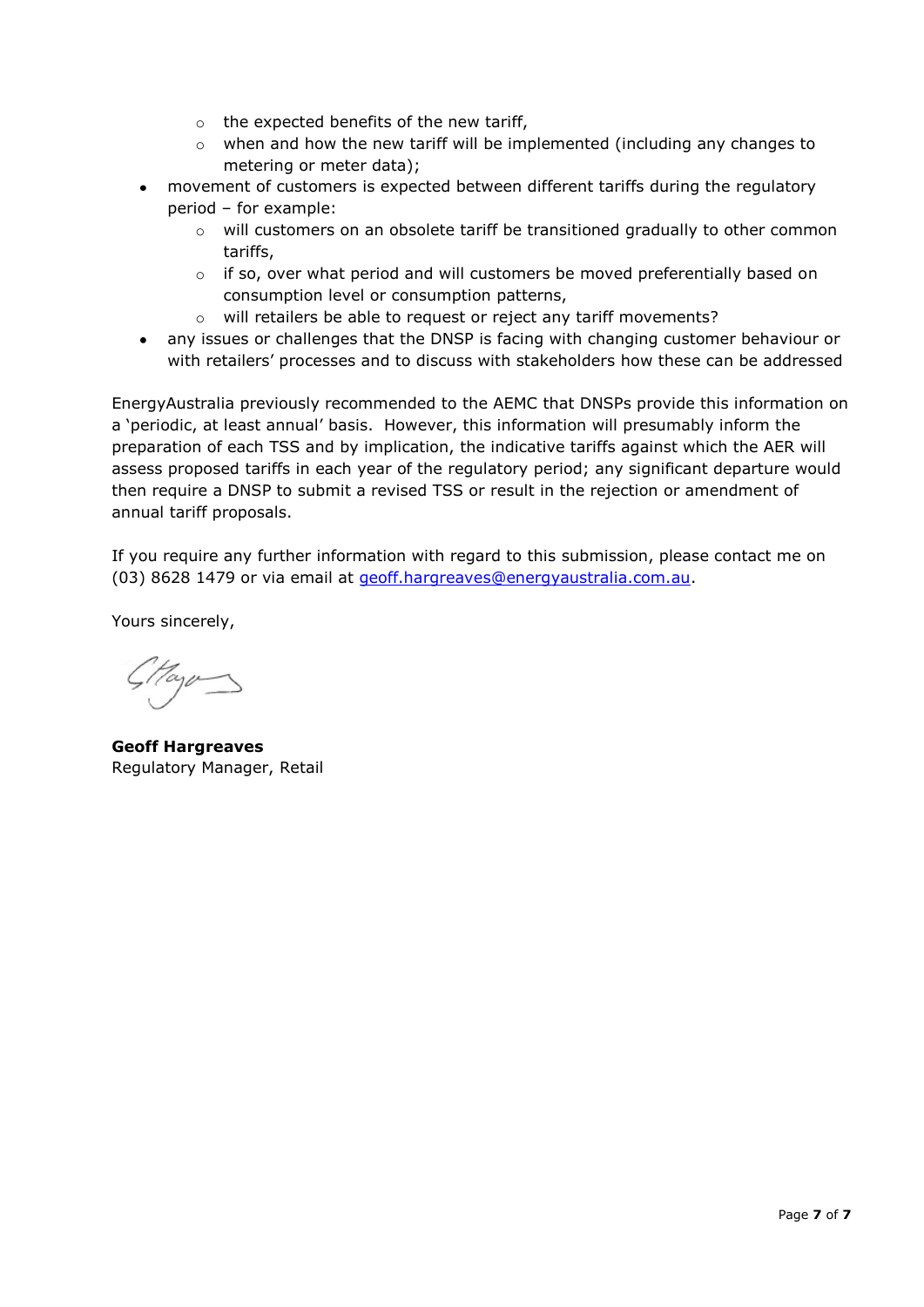- the expected benefits of the new tariff,
    - when and how the new tariff will be implemented (including any changes to metering or meter data);
- movement of customers is expected between different tariffs during the regulatory period – for example:
    - will customers on an obsolete tariff be transitioned gradually to other common tariffs,
    - if so, over what period and will customers be moved preferentially based on consumption level or consumption patterns,
    - will retailers be able to request or reject any tariff movements?
- any issues or challenges that the DNSP is facing with changing customer behaviour or with retailers' processes and to discuss with stakeholders how these can be addressed

EnergyAustralia previously recommended to the AEMC that DNSPs provide this information on a 'periodic, at least annual' basis. However, this information will presumably inform the preparation of each TSS and by implication, the indicative tariffs against which the AER will assess proposed tariffs in each year of the regulatory period; any significant departure would then require a DNSP to submit a revised TSS or result in the rejection or amendment of annual tariff proposals.

If you require any further information with regard to this submission, please contact me on (03) 8628 1479 or via email at geoff.hargreaves@energyaustralia.com.au.

Yours sincerely,

**Geoff Hargreaves**
Regulatory Manager, Retail